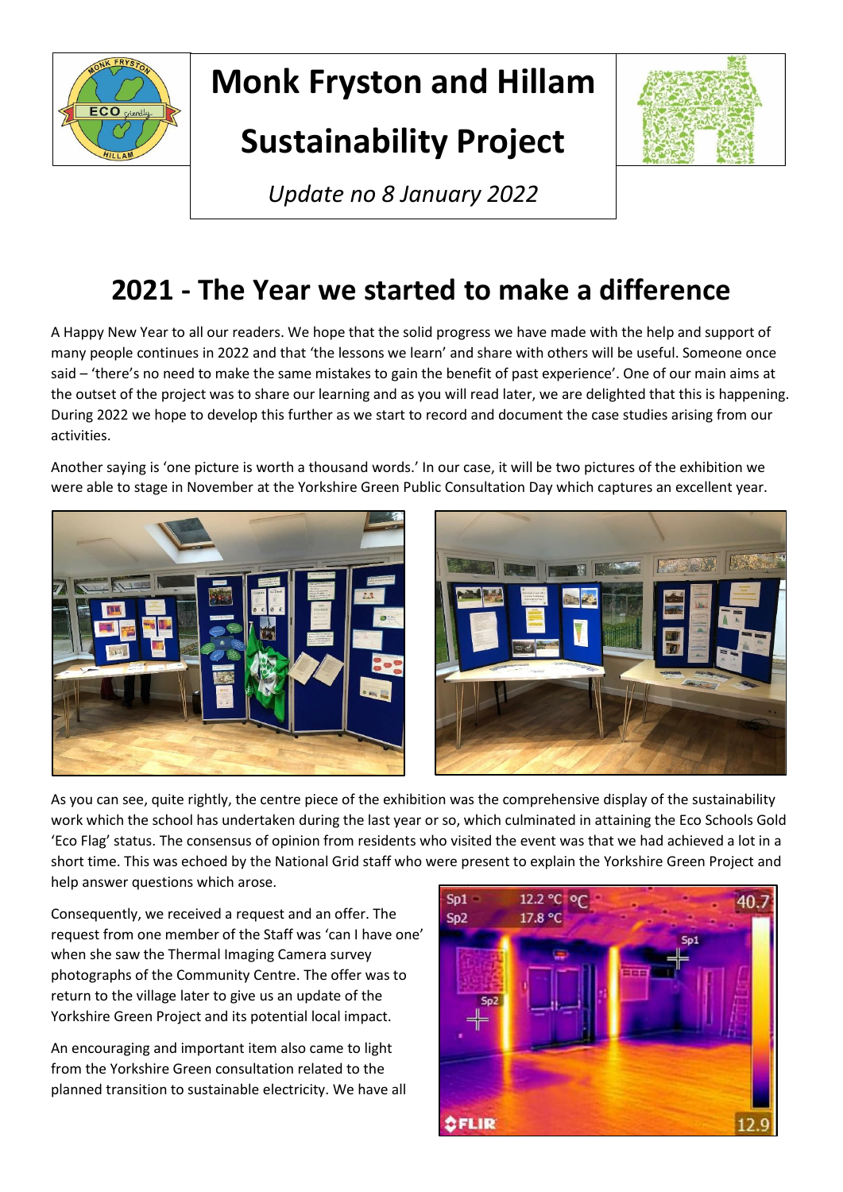# Monk Fryston and Hillam Sustainability Project

*Update no 8 January 2022*

## 2021 - The Year we started to make a difference

A Happy New Year to all our readers. We hope that the solid progress we have made with the help and support of many people continues in 2022 and that 'the lessons we learn' and share with others will be useful. Someone once said – 'there's no need to make the same mistakes to gain the benefit of past experience'. One of our main aims at the outset of the project was to share our learning and as you will read later, we are delighted that this is happening. During 2022 we hope to develop this further as we start to record and document the case studies arising from our activities.

Another saying is 'one picture is worth a thousand words.' In our case, it will be two pictures of the exhibition we were able to stage in November at the Yorkshire Green Public Consultation Day which captures an excellent year.

As you can see, quite rightly, the centre piece of the exhibition was the comprehensive display of the sustainability work which the school has undertaken during the last year or so, which culminated in attaining the Eco Schools Gold 'Eco Flag' status. The consensus of opinion from residents who visited the event was that we had achieved a lot in a short time. This was echoed by the National Grid staff who were present to explain the Yorkshire Green Project and help answer questions which arose.

Consequently, we received a request and an offer. The request from one member of the Staff was 'can I have one' when she saw the Thermal Imaging Camera survey photographs of the Community Centre. The offer was to return to the village later to give us an update of the Yorkshire Green Project and its potential local impact.

An encouraging and important item also came to light from the Yorkshire Green consultation related to the planned transition to sustainable electricity. We have all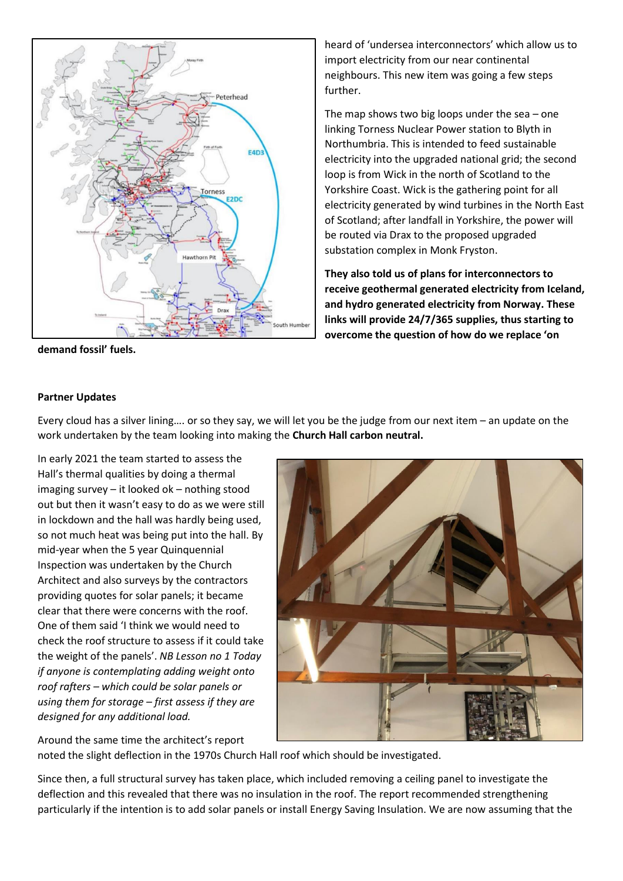heard of 'undersea interconnectors' which allow us to import electricity from our near continental neighbours. This new item was going a few steps further.

The map shows two big loops under the sea – one linking Torness Nuclear Power station to Blyth in Northumbria. This is intended to feed sustainable electricity into the upgraded national grid; the second loop is from Wick in the north of Scotland to the Yorkshire Coast. Wick is the gathering point for all electricity generated by wind turbines in the North East of Scotland; after landfall in Yorkshire, the power will be routed via Drax to the proposed upgraded substation complex in Monk Fryston.

**They also told us of plans for interconnectors to receive geothermal generated electricity from Iceland, and hydro generated electricity from Norway. These links will provide 24/7/365 supplies, thus starting to overcome the question of how do we replace 'on demand fossil' fuels.**

**Partner Updates**

Every cloud has a silver lining…. or so they say, we will let you be the judge from our next item – an update on the work undertaken by the team looking into making the **Church Hall carbon neutral.**

In early 2021 the team started to assess the Hall's thermal qualities by doing a thermal imaging survey – it looked ok – nothing stood out but then it wasn't easy to do as we were still in lockdown and the hall was hardly being used, so not much heat was being put into the hall. By mid-year when the 5 year Quinquennial Inspection was undertaken by the Church Architect and also surveys by the contractors providing quotes for solar panels; it became clear that there were concerns with the roof. One of them said 'I think we would need to check the roof structure to assess if it could take the weight of the panels'. *NB Lesson no 1 Today if anyone is contemplating adding weight onto roof rafters – which could be solar panels or using them for storage – first assess if they are designed for any additional load.*

Around the same time the architect's report noted the slight deflection in the 1970s Church Hall roof which should be investigated.

Since then, a full structural survey has taken place, which included removing a ceiling panel to investigate the deflection and this revealed that there was no insulation in the roof. The report recommended strengthening particularly if the intention is to add solar panels or install Energy Saving Insulation. We are now assuming that the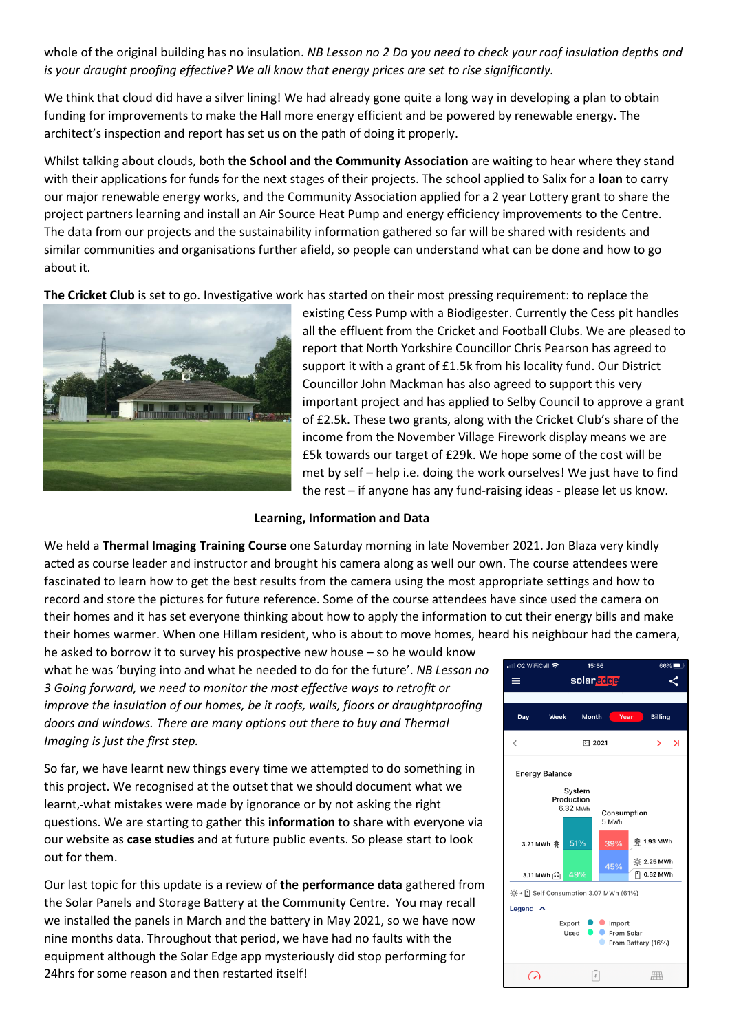whole of the original building has no insulation. *NB Lesson no 2 Do you need to check your roof insulation depths and is your draught proofing effective? We all know that energy prices are set to rise significantly.*

We think that cloud did have a silver lining! We had already gone quite a long way in developing a plan to obtain funding for improvements to make the Hall more energy efficient and be powered by renewable energy. The architect's inspection and report has set us on the path of doing it properly.

Whilst talking about clouds, both **the School and the Community Association** are waiting to hear where they stand with their applications for fund~~s~~ for the next stages of their projects. The school applied to Salix for a **loan** to carry our major renewable energy works, and the Community Association applied for a 2 year Lottery grant to share the project partners learning and install an Air Source Heat Pump and energy efficiency improvements to the Centre. The data from our projects and the sustainability information gathered so far will be shared with residents and similar communities and organisations further afield, so people can understand what can be done and how to go about it.

**The Cricket Club** is set to go. Investigative work has started on their most pressing requirement: to replace the existing Cess Pump with a Biodigester. Currently the Cess pit handles all the effluent from the Cricket and Football Clubs. We are pleased to report that North Yorkshire Councillor Chris Pearson has agreed to support it with a grant of £1.5k from his locality fund. Our District Councillor John Mackman has also agreed to support this very important project and has applied to Selby Council to approve a grant of £2.5k. These two grants, along with the Cricket Club's share of the income from the November Village Firework display means we are £5k towards our target of £29k. We hope some of the cost will be met by self – help i.e. doing the work ourselves! We just have to find the rest – if anyone has any fund-raising ideas - please let us know.

**Learning, Information and Data**

We held a **Thermal Imaging Training Course** one Saturday morning in late November 2021. Jon Blaza very kindly acted as course leader and instructor and brought his camera along as well our own. The course attendees were fascinated to learn how to get the best results from the camera using the most appropriate settings and how to record and store the pictures for future reference. Some of the course attendees have since used the camera on their homes and it has set everyone thinking about how to apply the information to cut their energy bills and make their homes warmer. When one Hillam resident, who is about to move homes, heard his neighbour had the camera, he asked to borrow it to survey his prospective new house – so he would know what he was 'buying into and what he needed to do for the future'. *NB Lesson no 3 Going forward, we need to monitor the most effective ways to retrofit or improve the insulation of our homes, be it roofs, walls, floors or draughtproofing doors and windows. There are many options out there to buy and Thermal Imaging is just the first step.*

So far, we have learnt new things every time we attempted to do something in this project. We recognised at the outset that we should document what we learnt,-what mistakes were made by ignorance or by not asking the right questions. We are starting to gather this **information** to share with everyone via our website as **case studies** and at future public events. So please start to look out for them.

Our last topic for this update is a review of **the performance data** gathered from the Solar Panels and Storage Battery at the Community Centre. You may recall we installed the panels in March and the battery in May 2021, so we have now nine months data. Throughout that period, we have had no faults with the equipment although the Solar Edge app mysteriously did stop performing for 24hrs for some reason and then restarted itself!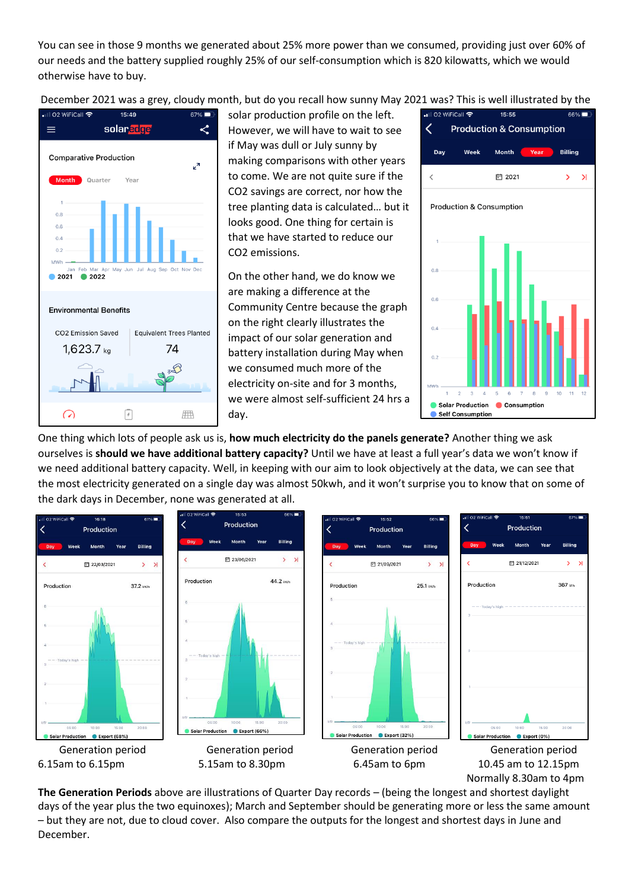You can see in those 9 months we generated about 25% more power than we consumed, providing just over 60% of our needs and the battery supplied roughly 25% of our self-consumption which is 820 kilowatts, which we would otherwise have to buy.

December 2021 was a grey, cloudy month, but do you recall how sunny May 2021 was? This is well illustrated by the solar production profile on the left. However, we will have to wait to see if May was dull or July sunny by making comparisons with other years to come. We are not quite sure if the CO2 savings are correct, nor how the tree planting data is calculated… but it looks good. One thing for certain is that we have started to reduce our CO2 emissions.

On the other hand, we do know we are making a difference at the Community Centre because the graph on the right clearly illustrates the impact of our solar generation and battery installation during May when we consumed much more of the electricity on-site and for 3 months, we were almost self-sufficient 24 hrs a day.

One thing which lots of people ask us is, **how much electricity do the panels generate?** Another thing we ask ourselves is **should we have additional battery capacity?** Until we have at least a full year's data we won't know if we need additional battery capacity. Well, in keeping with our aim to look objectively at the data, we can see that the most electricity generated on a single day was almost 50kwh, and it won't surprise you to know that on some of the dark days in December, none was generated at all.

Generation period 6.15am to 6.15pm

Generation period 5.15am to 8.30pm

Generation period 6.45am to 6pm

Generation period 10.45 am to 12.15pm Normally 8.30am to 4pm

**The Generation Periods** above are illustrations of Quarter Day records – (being the longest and shortest daylight days of the year plus the two equinoxes); March and September should be generating more or less the same amount – but they are not, due to cloud cover. Also compare the outputs for the longest and shortest days in June and December.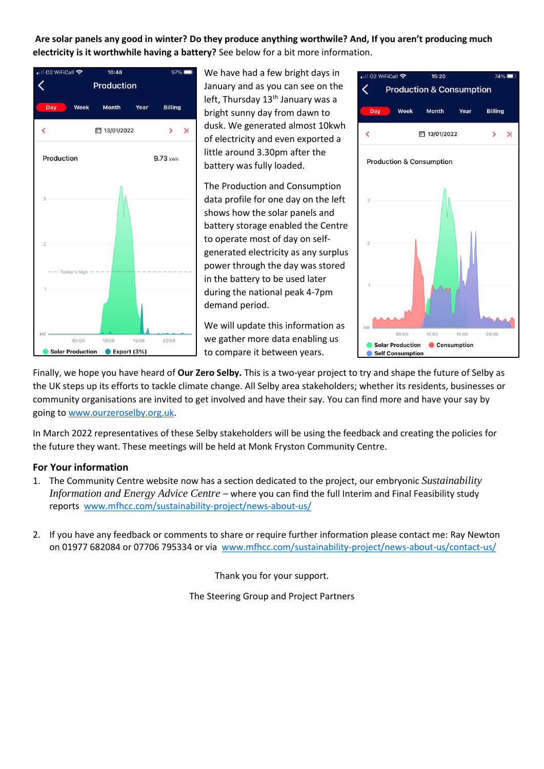**Are solar panels any good in winter? Do they produce anything worthwhile? And, If you aren't producing much electricity is it worthwhile having a battery?** See below for a bit more information.

O2 WiFiCall 10:48 97%

Production

Day Week Month Year Billing

13/01/2022

Production 9.73 kWh

3

2

Today's high

1

kW

05:00 10:00 15:00 20:00

Solar Production Export (3%)

We have had a few bright days in January and as you can see on the left, Thursday 13th January was a bright sunny day from dawn to dusk. We generated almost 10kwh of electricity and even exported a little around 3.30pm after the battery was fully loaded.

The Production and Consumption data profile for one day on the left shows how the solar panels and battery storage enabled the Centre to operate most of day on self-generated electricity as any surplus power through the day was stored in the battery to be used later during the national peak 4-7pm demand period.

We will update this information as we gather more data enabling us to compare it between years.

O2 WiFiCall 15:20 74%

Production & Consumption

Day Week Month Year Billing

13/01/2022

Production & Consumption

3

2

1

kW

05:00 10:00 15:00 20:00

Solar Production Consumption

Self Consumption

Finally, we hope you have heard of **Our Zero Selby.** This is a two-year project to try and shape the future of Selby as the UK steps up its efforts to tackle climate change. All Selby area stakeholders; whether its residents, businesses or community organisations are invited to get involved and have their say. You can find more and have your say by going to www.ourzeroselby.org.uk.

In March 2022 representatives of these Selby stakeholders will be using the feedback and creating the policies for the future they want. These meetings will be held at Monk Fryston Community Centre.

### For Your information

1. The Community Centre website now has a section dedicated to the project, our embryonic *Sustainability Information and Energy Advice Centre* – where you can find the full Interim and Final Feasibility study reports www.mfhcc.com/sustainability-project/news-about-us/

2. If you have any feedback or comments to share or require further information please contact me: Ray Newton on 01977 682084 or 07706 795334 or via www.mfhcc.com/sustainability-project/news-about-us/contact-us/

Thank you for your support.

The Steering Group and Project Partners